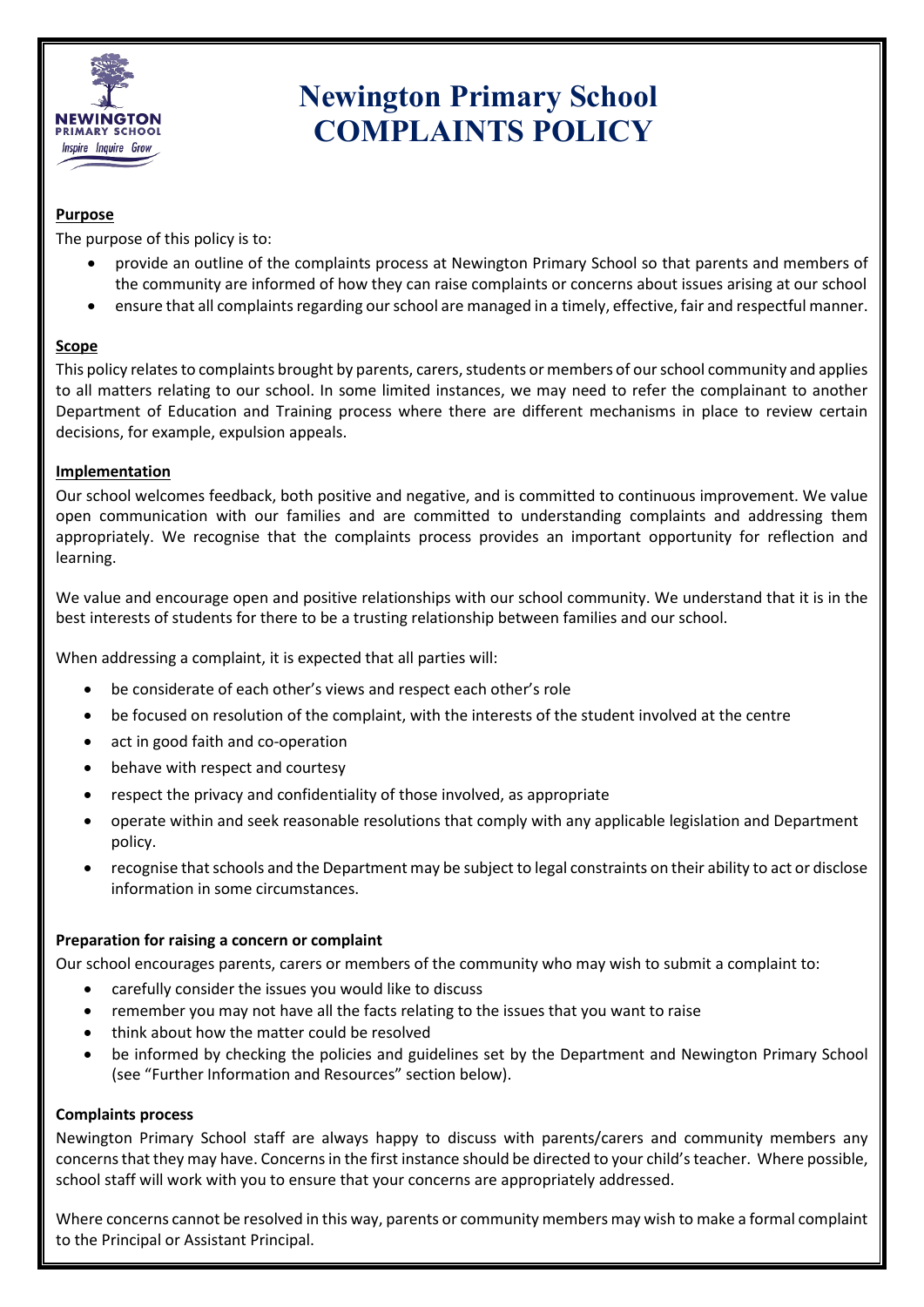# Newington Primary School COMPLAINTS POLICY

## Purpose

The purpose of this policy is to:

- provide an outline of the complaints process at Newington Primary School so that parents and members of the community are informed of how they can raise complaints or concerns about issues arising at our school
- ensure that all complaints regarding our school are managed in a timely, effective, fair and respectful manner.

## Scope

This policy relates to complaints brought by parents, carers, students or members of our school community and applies to all matters relating to our school. In some limited instances, we may need to refer the complainant to another Department of Education and Training process where there are different mechanisms in place to review certain decisions, for example, expulsion appeals.

## Implementation

Our school welcomes feedback, both positive and negative, and is committed to continuous improvement. We value open communication with our families and are committed to understanding complaints and addressing them appropriately. We recognise that the complaints process provides an important opportunity for reflection and learning.

We value and encourage open and positive relationships with our school community. We understand that it is in the best interests of students for there to be a trusting relationship between families and our school.

When addressing a complaint, it is expected that all parties will:

- be considerate of each other's views and respect each other's role
- be focused on resolution of the complaint, with the interests of the student involved at the centre
- act in good faith and co-operation
- behave with respect and courtesy
- respect the privacy and confidentiality of those involved, as appropriate
- operate within and seek reasonable resolutions that comply with any applicable legislation and Department policy.
- recognise that schools and the Department may be subject to legal constraints on their ability to act or disclose information in some circumstances.

### Preparation for raising a concern or complaint

Our school encourages parents, carers or members of the community who may wish to submit a complaint to:

- carefully consider the issues you would like to discuss
- remember you may not have all the facts relating to the issues that you want to raise
- think about how the matter could be resolved
- be informed by checking the policies and guidelines set by the Department and Newington Primary School (see "Further Information and Resources" section below).

### Complaints process

Newington Primary School staff are always happy to discuss with parents/carers and community members any concerns that they may have. Concerns in the first instance should be directed to your child's teacher. Where possible, school staff will work with you to ensure that your concerns are appropriately addressed.

Where concerns cannot be resolved in this way, parents or community members may wish to make a formal complaint to the Principal or Assistant Principal.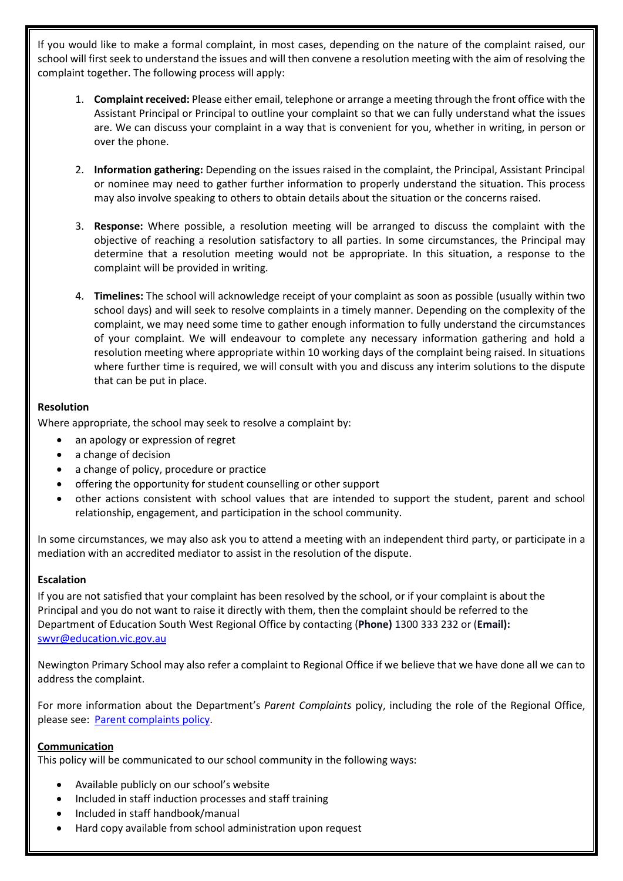If you would like to make a formal complaint, in most cases, depending on the nature of the complaint raised, our school will first seek to understand the issues and will then convene a resolution meeting with the aim of resolving the complaint together. The following process will apply:

1. **Complaint received:** Please either email, telephone or arrange a meeting through the front office with the Assistant Principal or Principal to outline your complaint so that we can fully understand what the issues are. We can discuss your complaint in a way that is convenient for you, whether in writing, in person or over the phone.

2. **Information gathering:** Depending on the issues raised in the complaint, the Principal, Assistant Principal or nominee may need to gather further information to properly understand the situation. This process may also involve speaking to others to obtain details about the situation or the concerns raised.

3. **Response:** Where possible, a resolution meeting will be arranged to discuss the complaint with the objective of reaching a resolution satisfactory to all parties. In some circumstances, the Principal may determine that a resolution meeting would not be appropriate. In this situation, a response to the complaint will be provided in writing.

4. **Timelines:** The school will acknowledge receipt of your complaint as soon as possible (usually within two school days) and will seek to resolve complaints in a timely manner. Depending on the complexity of the complaint, we may need some time to gather enough information to fully understand the circumstances of your complaint. We will endeavour to complete any necessary information gathering and hold a resolution meeting where appropriate within 10 working days of the complaint being raised. In situations where further time is required, we will consult with you and discuss any interim solutions to the dispute that can be put in place.

**Resolution**

Where appropriate, the school may seek to resolve a complaint by:

- an apology or expression of regret
- a change of decision
- a change of policy, procedure or practice
- offering the opportunity for student counselling or other support
- other actions consistent with school values that are intended to support the student, parent and school relationship, engagement, and participation in the school community.

In some circumstances, we may also ask you to attend a meeting with an independent third party, or participate in a mediation with an accredited mediator to assist in the resolution of the dispute.

**Escalation**

If you are not satisfied that your complaint has been resolved by the school, or if your complaint is about the Principal and you do not want to raise it directly with them, then the complaint should be referred to the Department of Education South West Regional Office by contacting (**Phone)** 1300 333 232 or (**Email):** [swvr@education.vic.gov.au](mailto:swvr@education.vic.gov.au)

Newington Primary School may also refer a complaint to Regional Office if we believe that we have done all we can to address the complaint.

For more information about the Department's *Parent Complaints* policy, including the role of the Regional Office, please see: [Parent complaints policy](#).

**Communication**

This policy will be communicated to our school community in the following ways:

- Available publicly on our school's website
- Included in staff induction processes and staff training
- Included in staff handbook/manual
- Hard copy available from school administration upon request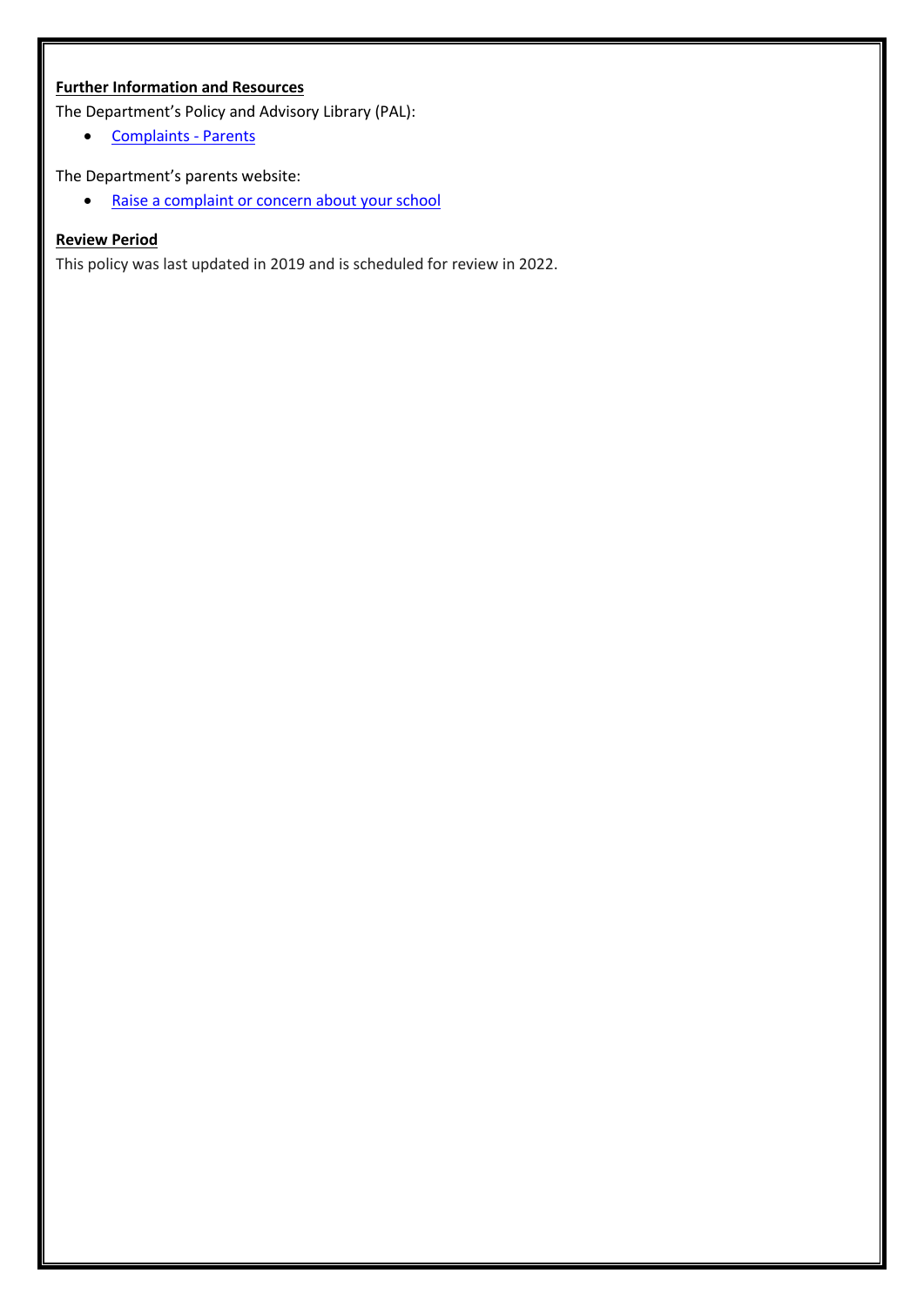**Further Information and Resources**

The Department's Policy and Advisory Library (PAL):

- Complaints - Parents

The Department's parents website:

- Raise a complaint or concern about your school

**Review Period**

This policy was last updated in 2019 and is scheduled for review in 2022.